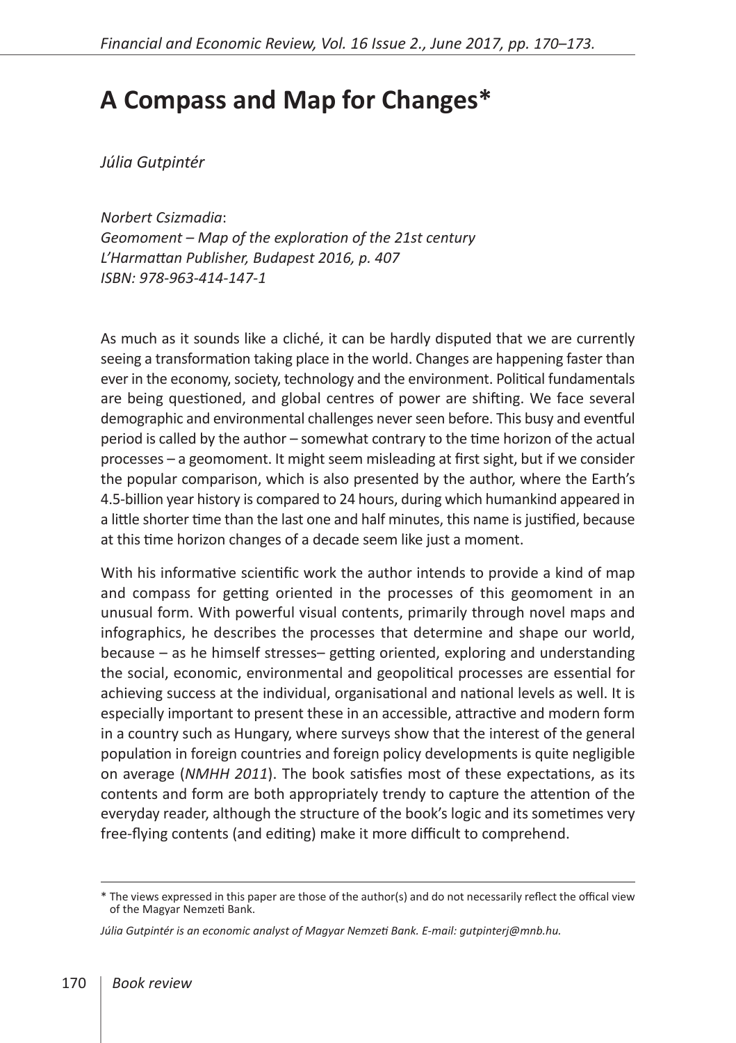# A Compass and Map for Changes*

*Júlia Gutpintér*

*Norbert Csizmadia*:
*Geomoment – Map of the exploration of the 21st century*
*L'Harmattan Publisher, Budapest 2016, p. 407*
*ISBN: 978-963-414-147-1*

As much as it sounds like a cliché, it can be hardly disputed that we are currently seeing a transformation taking place in the world. Changes are happening faster than ever in the economy, society, technology and the environment. Political fundamentals are being questioned, and global centres of power are shifting. We face several demographic and environmental challenges never seen before. This busy and eventful period is called by the author – somewhat contrary to the time horizon of the actual processes – a geomoment. It might seem misleading at first sight, but if we consider the popular comparison, which is also presented by the author, where the Earth's 4.5-billion year history is compared to 24 hours, during which humankind appeared in a little shorter time than the last one and half minutes, this name is justified, because at this time horizon changes of a decade seem like just a moment.

With his informative scientific work the author intends to provide a kind of map and compass for getting oriented in the processes of this geomoment in an unusual form. With powerful visual contents, primarily through novel maps and infographics, he describes the processes that determine and shape our world, because – as he himself stresses– getting oriented, exploring and understanding the social, economic, environmental and geopolitical processes are essential for achieving success at the individual, organisational and national levels as well. It is especially important to present these in an accessible, attractive and modern form in a country such as Hungary, where surveys show that the interest of the general population in foreign countries and foreign policy developments is quite negligible on average (*NMHH 2011*). The book satisfies most of these expectations, as its contents and form are both appropriately trendy to capture the attention of the everyday reader, although the structure of the book's logic and its sometimes very free-flying contents (and editing) make it more difficult to comprehend.

---

\* The views expressed in this paper are those of the author(s) and do not necessarily reflect the offical view of the Magyar Nemzeti Bank.

*Júlia Gutpintér is an economic analyst of Magyar Nemzeti Bank. E-mail: gutpinterj@mnb.hu.*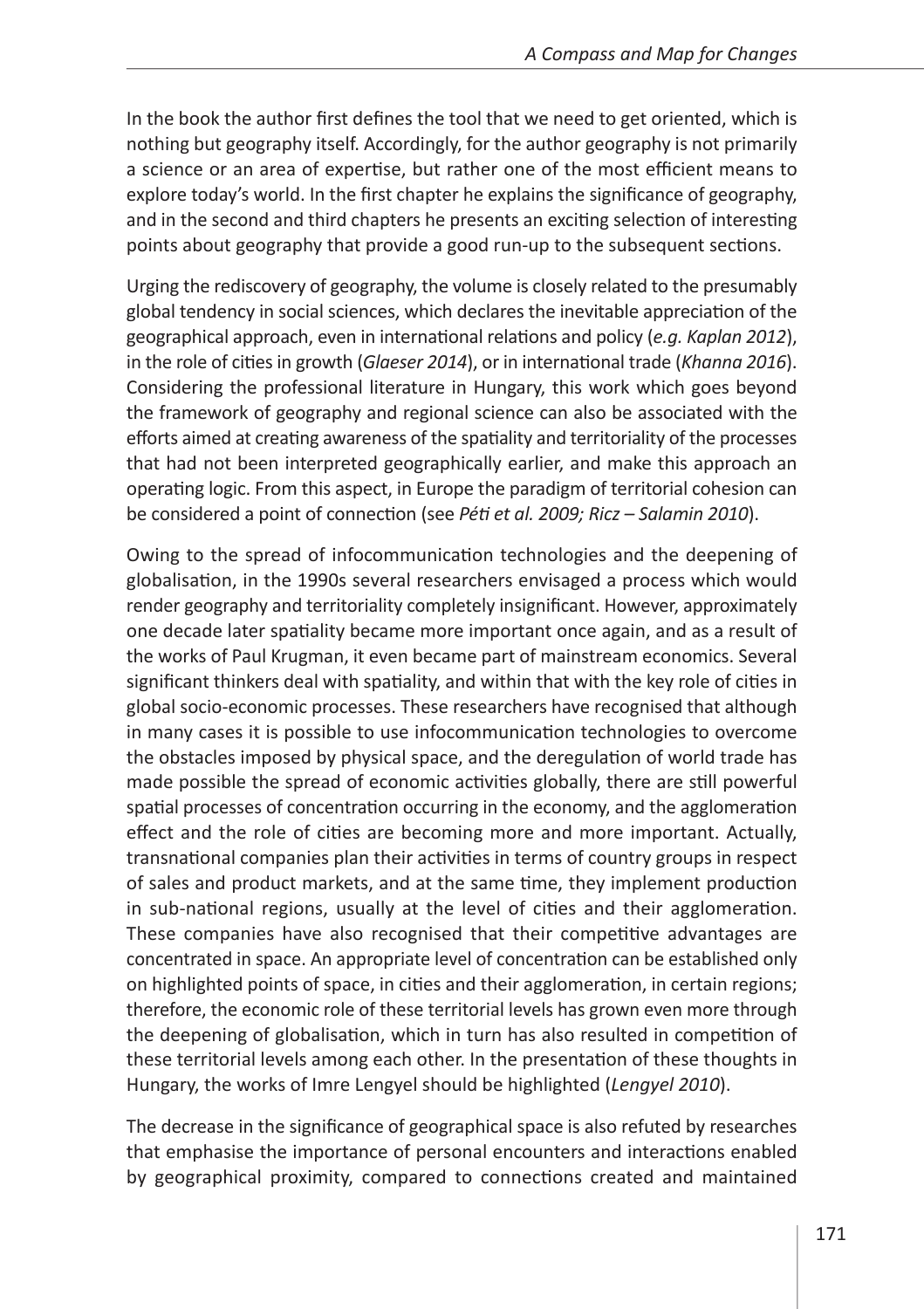In the book the author first defines the tool that we need to get oriented, which is nothing but geography itself. Accordingly, for the author geography is not primarily a science or an area of expertise, but rather one of the most efficient means to explore today's world. In the first chapter he explains the significance of geography, and in the second and third chapters he presents an exciting selection of interesting points about geography that provide a good run-up to the subsequent sections.

Urging the rediscovery of geography, the volume is closely related to the presumably global tendency in social sciences, which declares the inevitable appreciation of the geographical approach, even in international relations and policy (*e.g. Kaplan 2012*), in the role of cities in growth (*Glaeser 2014*), or in international trade (*Khanna 2016*). Considering the professional literature in Hungary, this work which goes beyond the framework of geography and regional science can also be associated with the efforts aimed at creating awareness of the spatiality and territoriality of the processes that had not been interpreted geographically earlier, and make this approach an operating logic. From this aspect, in Europe the paradigm of territorial cohesion can be considered a point of connection (see *Péti et al. 2009; Ricz – Salamin 2010*).

Owing to the spread of infocommunication technologies and the deepening of globalisation, in the 1990s several researchers envisaged a process which would render geography and territoriality completely insignificant. However, approximately one decade later spatiality became more important once again, and as a result of the works of Paul Krugman, it even became part of mainstream economics. Several significant thinkers deal with spatiality, and within that with the key role of cities in global socio-economic processes. These researchers have recognised that although in many cases it is possible to use infocommunication technologies to overcome the obstacles imposed by physical space, and the deregulation of world trade has made possible the spread of economic activities globally, there are still powerful spatial processes of concentration occurring in the economy, and the agglomeration effect and the role of cities are becoming more and more important. Actually, transnational companies plan their activities in terms of country groups in respect of sales and product markets, and at the same time, they implement production in sub-national regions, usually at the level of cities and their agglomeration. These companies have also recognised that their competitive advantages are concentrated in space. An appropriate level of concentration can be established only on highlighted points of space, in cities and their agglomeration, in certain regions; therefore, the economic role of these territorial levels has grown even more through the deepening of globalisation, which in turn has also resulted in competition of these territorial levels among each other. In the presentation of these thoughts in Hungary, the works of Imre Lengyel should be highlighted (*Lengyel 2010*).

The decrease in the significance of geographical space is also refuted by researches that emphasise the importance of personal encounters and interactions enabled by geographical proximity, compared to connections created and maintained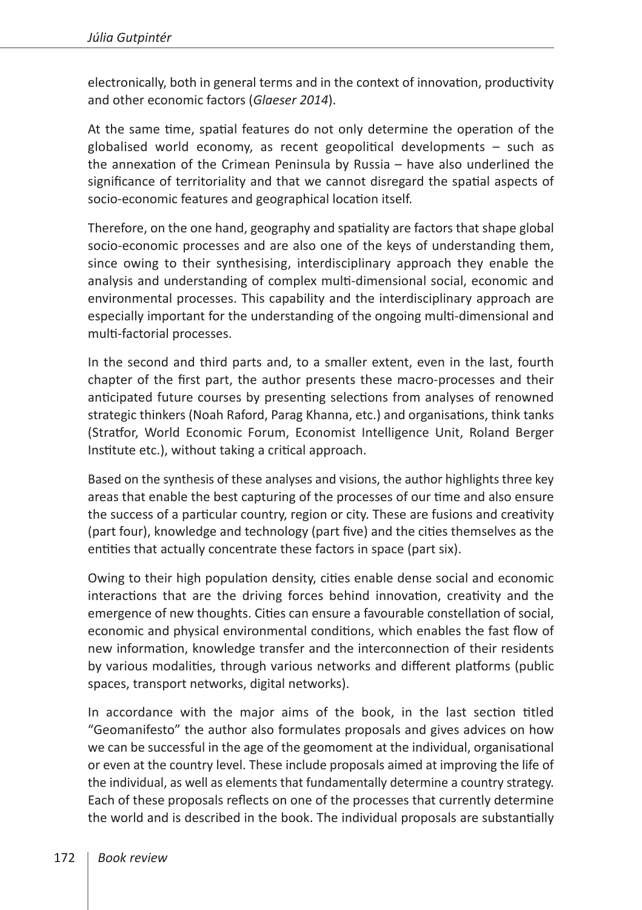electronically, both in general terms and in the context of innovation, productivity and other economic factors (*Glaeser 2014*).

At the same time, spatial features do not only determine the operation of the globalised world economy, as recent geopolitical developments – such as the annexation of the Crimean Peninsula by Russia – have also underlined the significance of territoriality and that we cannot disregard the spatial aspects of socio-economic features and geographical location itself.

Therefore, on the one hand, geography and spatiality are factors that shape global socio-economic processes and are also one of the keys of understanding them, since owing to their synthesising, interdisciplinary approach they enable the analysis and understanding of complex multi-dimensional social, economic and environmental processes. This capability and the interdisciplinary approach are especially important for the understanding of the ongoing multi-dimensional and multi-factorial processes.

In the second and third parts and, to a smaller extent, even in the last, fourth chapter of the first part, the author presents these macro-processes and their anticipated future courses by presenting selections from analyses of renowned strategic thinkers (Noah Raford, Parag Khanna, etc.) and organisations, think tanks (Stratfor, World Economic Forum, Economist Intelligence Unit, Roland Berger Institute etc.), without taking a critical approach.

Based on the synthesis of these analyses and visions, the author highlights three key areas that enable the best capturing of the processes of our time and also ensure the success of a particular country, region or city. These are fusions and creativity (part four), knowledge and technology (part five) and the cities themselves as the entities that actually concentrate these factors in space (part six).

Owing to their high population density, cities enable dense social and economic interactions that are the driving forces behind innovation, creativity and the emergence of new thoughts. Cities can ensure a favourable constellation of social, economic and physical environmental conditions, which enables the fast flow of new information, knowledge transfer and the interconnection of their residents by various modalities, through various networks and different platforms (public spaces, transport networks, digital networks).

In accordance with the major aims of the book, in the last section titled "Geomanifesto" the author also formulates proposals and gives advices on how we can be successful in the age of the geomoment at the individual, organisational or even at the country level. These include proposals aimed at improving the life of the individual, as well as elements that fundamentally determine a country strategy. Each of these proposals reflects on one of the processes that currently determine the world and is described in the book. The individual proposals are substantially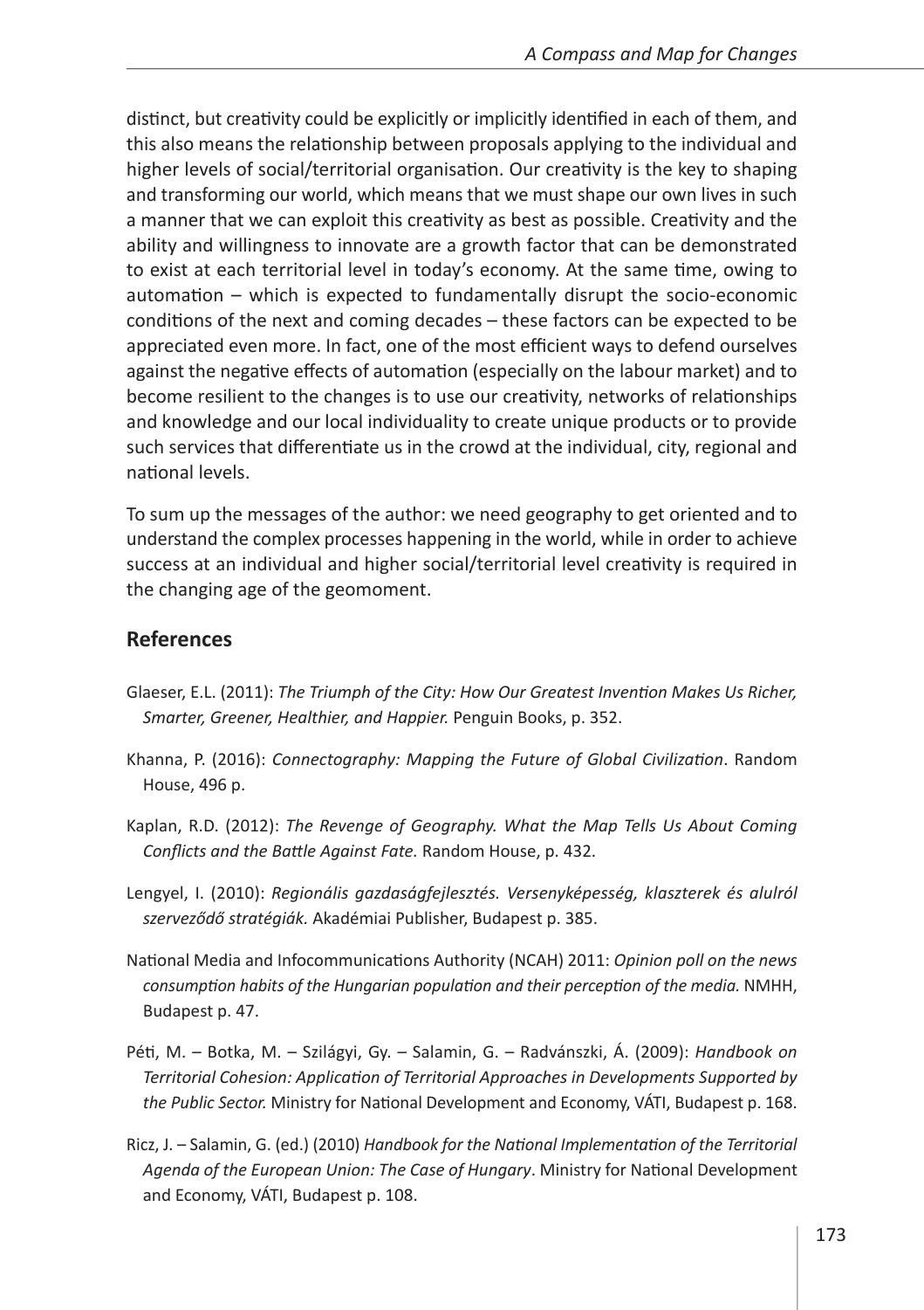distinct, but creativity could be explicitly or implicitly identified in each of them, and this also means the relationship between proposals applying to the individual and higher levels of social/territorial organisation. Our creativity is the key to shaping and transforming our world, which means that we must shape our own lives in such a manner that we can exploit this creativity as best as possible. Creativity and the ability and willingness to innovate are a growth factor that can be demonstrated to exist at each territorial level in today's economy. At the same time, owing to automation – which is expected to fundamentally disrupt the socio-economic conditions of the next and coming decades – these factors can be expected to be appreciated even more. In fact, one of the most efficient ways to defend ourselves against the negative effects of automation (especially on the labour market) and to become resilient to the changes is to use our creativity, networks of relationships and knowledge and our local individuality to create unique products or to provide such services that differentiate us in the crowd at the individual, city, regional and national levels.

To sum up the messages of the author: we need geography to get oriented and to understand the complex processes happening in the world, while in order to achieve success at an individual and higher social/territorial level creativity is required in the changing age of the geomoment.

## References

Glaeser, E.L. (2011): *The Triumph of the City: How Our Greatest Invention Makes Us Richer, Smarter, Greener, Healthier, and Happier.* Penguin Books, p. 352.

Khanna, P. (2016): *Connectography: Mapping the Future of Global Civilization*. Random House, 496 p.

Kaplan, R.D. (2012): *The Revenge of Geography. What the Map Tells Us About Coming Conflicts and the Battle Against Fate.* Random House, p. 432.

Lengyel, I. (2010): *Regionális gazdaságfejlesztés. Versenyképesség, klaszterek és alulról szerveződő stratégiák.* Akadémiai Publisher, Budapest p. 385.

National Media and Infocommunications Authority (NCAH) 2011: *Opinion poll on the news consumption habits of the Hungarian population and their perception of the media.* NMHH, Budapest p. 47.

Péti, M. – Botka, M. – Szilágyi, Gy. – Salamin, G. – Radvánszki, Á. (2009): *Handbook on Territorial Cohesion: Application of Territorial Approaches in Developments Supported by the Public Sector.* Ministry for National Development and Economy, VÁTI, Budapest p. 168.

Ricz, J. – Salamin, G. (ed.) (2010) *Handbook for the National Implementation of the Territorial Agenda of the European Union: The Case of Hungary*. Ministry for National Development and Economy, VÁTI, Budapest p. 108.